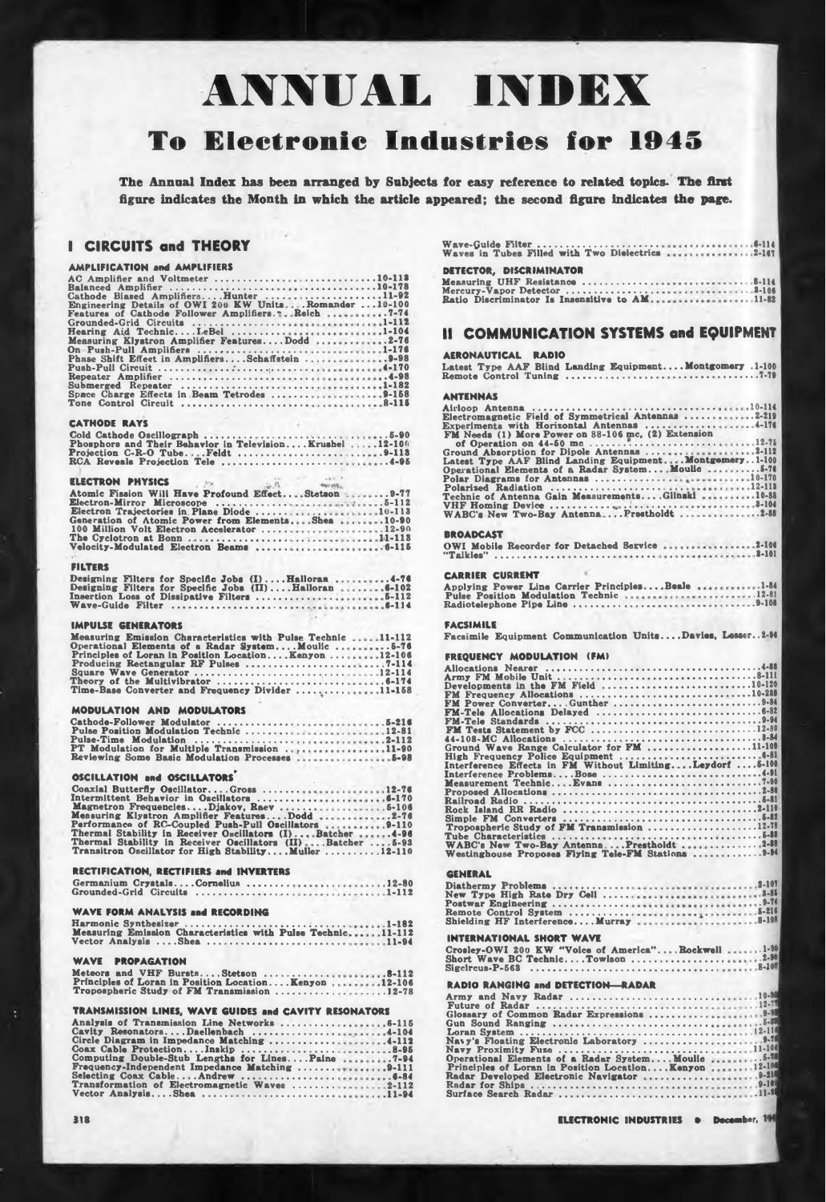# ANNUAL INDEX

## To Electronic Industries for 1945

**The Annual Index has been arranged by Subjects for easy reference to related topics. The first figure indicates the Month in which the article appeared; the second figure indicates the page.**

## I CIRCUITS and THEORY

### AMPLIFICATION and AMPLIFIERS

AC Amplifier and Voltmeter ....10-112
Balanced Amplifier ....10-178
Cathode Biased Amplifiers....Hunter ....11-92
Engineering Details of OWI 200 KW Units....Romander ....10-100
Features of Cathode Follower Amplifiers....Reich ....7-74
Grounded-Grid Circuits ....1-112
Hearing Aid Technic....LeBel ....1-104
Measuring Klystron Amplifier Features....Dodd ....2-76
On Push-Pull Amplifiers ....1-176
Phase Shift Effect in Amplifiers....Schaffstein ....9-98
Push-Pull Circuit ....4-170
Repeater Amplifier ....4-98
Submerged Repeater ....1-182
Space Charge Effects in Beam Tetrodes ....9-158
Tone Control Circuit ....8-115

### CATHODE RAYS

Cold Cathode Oscillograph ....5-90
Phosphors and Their Behavior in Television....Krushel ....12-100
Projection C-R-O Tube....Feldt ....9-118
RCA Reveals Projection Tele ....4-95

### ELECTRON PHYSICS

Atomic Fission Will Have Profound Effect....Stetson ....9-77
Electron-Mirror Microscope ....5-112
Electron Trajectories in Plane Diode ....10-113
Generation of Atomic Power from Elements....Shea ....10-90
100 Million Volt Electron Accelerator ....12-90
The Cyclotron at Bonn ....11-113
Velocity-Modulated Electron Beams ....6-115

### FILTERS

Designing Filters for Specific Jobs (I)....Halloran ....4-76
Designing Filters for Specific Jobs (II)....Halloran ....6-102
Insertion Loss of Dissipative Filters ....5-112
Wave-Guide Filter ....6-114

### IMPULSE GENERATORS

Measuring Emission Characteristics with Pulse Technic ....11-112
Operational Elements of a Radar System....Moulic ....5-76
Principles of Loran in Position Location....Kenyon ....12-106
Producing Rectangular RF Pulses ....7-114
Square Wave Generator ....12-114
Theory of the Multivibrator ....6-174
Time-Base Converter and Frequency Divider ....11-158

### MODULATION AND MODULATORS

Cathode-Follower Modulator ....5-216
Pulse Position Modulation Technic ....12-81
Pulse-Time Modulation ....2-112
PT Modulation for Multiple Transmission ....11-90
Reviewing Some Basic Modulation Processes ....5-98

### OSCILLATION and OSCILLATORS

Coaxial Butterfly Oscillator....Gross ....12-76
Intermittent Behavior in Oscillators ....6-170
Magnetron Frequencies....Djakov, Raev ....5-106
Measuring Klystron Amplifier Features....Dodd ....2-76
Performance of RC-Coupled Push-Pull Oscillators ....9-110
Thermal Stability in Receiver Oscillators (I)....Batcher ....4-96
Thermal Stability in Receiver Oscillators (II)....Batcher ....5-93
Transitron Oscillator for High Stability....Muller ....12-110

### RECTIFICATION, RECTIFIERS and INVERTERS

Germanium Crystals....Cornelius ....12-80
Grounded-Grid Circuits ....1-112

### WAVE FORM ANALYSIS and RECORDING

Harmonic Synthesizer ....1-182
Measuring Emission Characteristics with Pulse Technic....11-112
Vector Analysis....Shea ....11-94

### WAVE PROPAGATION

Meteors and VHF Bursts....Stetson ....8-112
Principles of Loran in Position Location....Kenyon ....12-106
Tropospheric Study of FM Transmission ....12-78

### TRANSMISSION LINES, WAVE GUIDES and CAVITY RESONATORS

Analysis of Transmission Line Networks ....6-115
Cavity Resonators....Daellenbach ....4-104
Circle Diagram in Impedance Matching ....4-112
Coax Cable Protection....Inskip ....8-95
Computing Double-Stub Lengths for Lines....Paine ....7-94
Frequency-Independent Impedance Matching ....9-111
Selecting Coax Cable....Andrew ....6-84
Transformation of Electromagnetic Waves ....2-112
Vector Analysis....Shea ....11-94
Wave-Guide Filter ....6-114
Waves in Tubes Filled with Two Dielectrics ....2-107

### DETECTOR, DISCRIMINATOR

Measuring UHF Resistance ....8-114
Mercury-Vapor Detector ....3-106
Ratio Discriminator Is Insensitive to AM....11-82

## II COMMUNICATION SYSTEMS and EQUIPMENT

### AERONAUTICAL RADIO

Latest Type AAF Blind Landing Equipment....Montgomery ....1-100
Remote Control Tuning ....7-79

### ANTENNAS

Airloop Antenna ....10-114
Electromagnetic Field of Symmetrical Antennas ....2-219
Experiments with Horizontal Antennas ....4-176
FM Needs (1) More Power on 88-106 mc, (2) Extension of Operation on 44-50 mc ....12-75
Ground Absorption for Dipole Antennas ....2-112
Latest Type AAF Blind Landing Equipment....Montgomery....1-100
Operational Elements of a Radar System....Moulic ....5-76
Polar Diagrams for Antennas ....10-170
Polarized Radiation ....12-118
Technic of Antenna Gain Measurements....Glinski ....10-88
VHF Homing Device ....3-104
WABC's New Two-Bay Antenna....Prestholdt ....2-88

### BROADCAST

OWI Mobile Recorder for Detached Service ....2-106
"Talkies" ....3-101

### CARRIER CURRENT

Applying Power Line Carrier Principles....Beale ....1-84
Pulse Position Modulation Technic ....12-81
Radiotelephone Pipe Line ....9-108

### FACSIMILE

Facsimile Equipment Communication Units....Davies, Lesser....2-96

### FREQUENCY MODULATION (FM)

Allocations Nearer ....4-88
Army FM Mobile Unit ....8-111
Developments in the FM Field ....10-120
FM Frequency Allocations ....10-238
FM Power Converter....Gunther ....9-84
FM-Tele Allocations Delayed ....6-82
FM-Tele Standards ....9-94
FM Tests Statement by FCC ....12-88
44-108-MC Allocations ....8-84
Ground Wave Range Calculator for FM ....11-108
High Frequency Police Equipment ....6-81
Interference Effects in FM Without Limiting....Leydorf ....5-100
Interference Problems....Bose ....4-91
Measurement Technic....Evans ....7-90
Proposed Allocations ....2-88
Railroad Radio ....6-81
Rock Island RR Radio ....2-116
Simple FM Converters ....5-82
Tropospheric Study of FM Transmission ....12-78
Tube Characteristics ....5-88
WABC's New Two-Bay Antenna....Prestholdt ....2-88
Westinghouse Proposes Flying Tele-FM Stations ....9-94

### GENERAL

Diathermy Problems ....3-107
New Type High Rate Dry Cell ....8-85
Postwar Engineering ....9-74
Remote Control System ....5-216
Shielding HF Interference....Murray ....8-108

### INTERNATIONAL SHORT WAVE

Crosley-OWI 200 KW "Voice of America"....Rockwell ....1-90
Short Wave BC Technic....Towlson ....2-90
Sigcircus-P-568 ....8-100

### RADIO RANGING and DETECTION—RADAR

Army and Navy Radar ....10-90
Future of Radar ....12-77
Glossary of Common Radar Expressions ....9-98
Gun Sound Ranging ....5-88
Loran System ....10-23
Navy's Floating Electronic Laboratory ....9-76
Navy Proximity Fuze ....11-104
Operational Elements of a Radar System....Moulic ....5-76
Principles of Loran in Position Location....Kenyon ....12-106
Radar Developed Electronic Navigator ....9-218
Radar for Ships ....9-109
Surface Search Radar ....11-98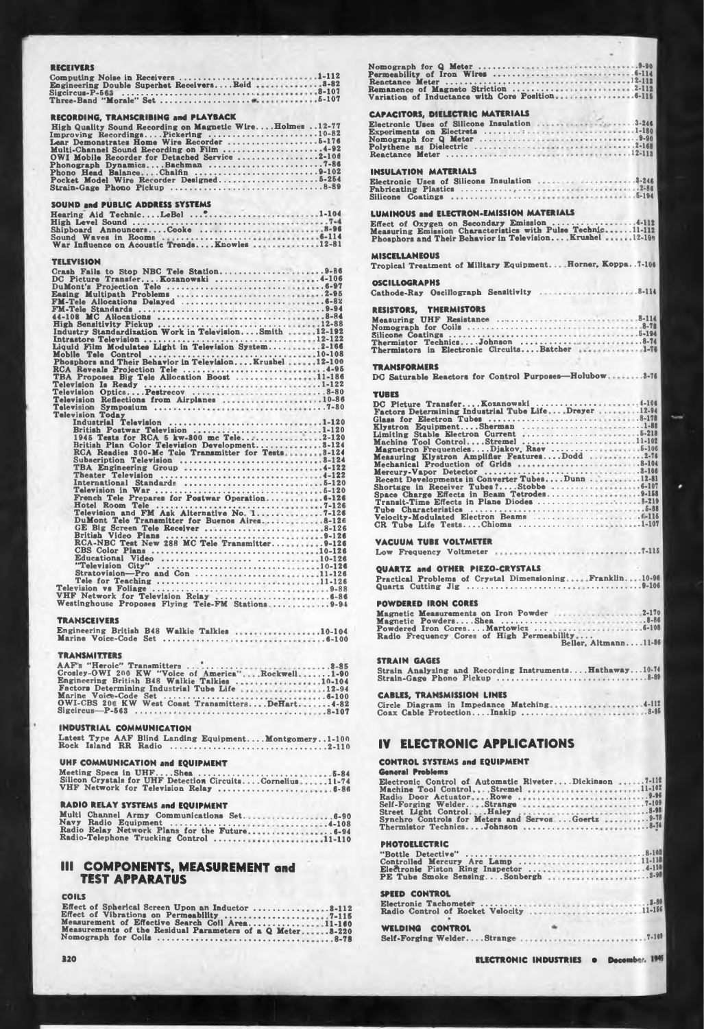### RECEIVERS

Computing Noise in Receivers ....1-112
Engineering Double Superhet Receivers....Reid ....8-82
Sigcircus-P-563 ....8-107
Three-Band "Morale" Set ....5-107

### RECORDING, TRANSCRIBING and PLAYBACK

High Quality Sound Recording on Magnetic Wire....Holmes ..12-77
Improving Recordings....Pickering ....10-82
Lear Demonstrates Home Wire Recorder ....5-176
Multi-Channel Sound Recording on Film ....4-92
OWI Mobile Recorder for Detached Service ....2-108
Phonograph Dynamics....Bachman ....7-86
Phono Head Balance....Chalfin ....9-102
Pocket Model Wire Recorder Designed....5-254
Strain-Gage Phono Pickup ....8-89

### SOUND and PUBLIC ADDRESS SYSTEMS

Hearing Aid Technic....LeBel ....1-104
High Level Sound ....7-4
Shipboard Announcers....Cooke ....8-96
Sound Waves in Rooms ....6-114
War Influence on Acoustic Trends....Knowles ....12-81

### TELEVISION

Crash Fails to Stop NBC Tele Station....9-86
DC Picture Transfer....Kozanowski ....4-106
DuMont's Projection Tele ....6-97
Easing Multipath Problems ....2-95
FM-Tele Allocations Delayed ....6-82
FM-Tele Standards ....9-94
44-108 MC Allocations ....8-84
High Sensitivity Pickup ....12-88
Industry Standardization Work in Television....Smith ....12-192
Intrastore Television ....12-122
Liquid Film Modulates Light in Television System....2-166
Mobile Tele Control ....10-108
Phosphors and Their Behavior in Television....Krushel ....12-100
RCA Reveals Projection Tele ....4-95
TBA Proposes Big Tele Allocation Boost ....11-186
Television Is Ready ....1-122
Television Optics....Pestrecov ....8-80
Television Reflections from Airplanes ....10-86
Television Symposium ....7-80
Television Today
- Industrial Television ....1-120
- British Postwar Television ....1-120
- 1945 Tests for RCA 5 kw-300 mc Tele....2-120
- British Plan Color Television Development....3-124
- RCA Readies 300-Mc Tele Transmitter for Tests....3-124
- Subscription Television ....3-124
- TBA Engineering Group ....4-122
- Theater Television ....4-122
- International Standards ....5-120
- Television in War ....5-120
- French Tele Prepares for Postwar Operation....6-126
- Hotel Room Tele ....7-126
- Television and FM Ask Alternative No. 1....7-126
- DuMont Tele Transmitter for Buenos Aires....8-126
- GE Big Screen Tele Receiver ....8-126
- British Video Plans ....9-126
- RCA-NBC Test New 288 MC Tele Transmitter....9-126
- CBS Color Plans ....10-126
- Educational Video ....10-126
- "Television City" ....10-126
- Stratovision—Pro and Con ....11-126
- Tele for Teaching ....11-126

Television vs Foliage ....9-88
VHF Network for Television Relay ....6-86
Westinghouse Proposes Flying Tele-FM Stations....9-94

### TRANSCEIVERS

Engineering British B48 Walkie Talkies ....10-104
Marine Voice-Code Set ....6-100

### TRANSMITTERS

AAF's "Heroic" Transmitters ....8-85
Crosley-OWI 200 KW "Voice of America"....Rockwell....1-90
Engineering British B48 Walkie Talkies ....10-104
Factors Determining Industrial Tube Life ....12-94
Marine Voice-Code Set ....6-100
OWI-CBS 200 KW West Coast Transmitters....DeHart....4-82
Sigcircus—P-563 ....8-107

### INDUSTRIAL COMMUNICATION

Latest Type AAF Blind Landing Equipment....Montgomery..1-100
Rock Island RR Radio ....2-110

### UHF COMMUNICATION and EQUIPMENT

Meeting Specs in UHF....Shea ....5-84
Silicon Crystals for UHF Detection Circuits....Cornelius....11-74
VHF Network for Television Relay ....6-86

### RADIO RELAY SYSTEMS and EQUIPMENT

Multi Channel Army Communications Set....6-90
Navy Radio Equipment ....4-108
Radio Relay Network Plans for the Future....6-94
Radio-Telephone Trucking Control ....11-110

## III COMPONENTS, MEASUREMENT and TEST APPARATUS

### COILS

Effect of Spherical Screen Upon an Inductor ....3-112
Effect of Vibrations on Permeability ....7-115
Measurement of Effective Search Coil Area....11-160
Measurements of the Residual Parameters of a Q Meter....8-220
Nomograph for Coils ....3-78
Nomograph for Q Meter ....9-90
Permeability of Iron Wires ....6-114
Reactance Meter ....12-112
Remanence of Magneto Striction ....2-112
Variation of Inductance with Core Position....6-115

### CAPACITORS, DIELECTRIC MATERIALS

Electronic Uses of Silicone Insulation ....3-246
Experiments on Electrets ....1-180
Nomograph for Q Meter ....9-90
Polythene as Dielectric ....2-168
Reactance Meter ....12-112

### INSULATION MATERIALS

Electronic Uses of Silicone Insulation ....3-246
Fabricating Plastics ....2-86
Silicone Coatings ....5-194

### LUMINOUS and ELECTRON-EMISSION MATERIALS

Effect of Oxygen on Secondary Emission ....4-112
Measuring Emission Characteristics with Pulse Technic....11-112
Phosphors and Their Behavior in Television....Krushel ....12-100

### MISCELLANEOUS

Tropical Treatment of Military Equipment....Horner, Koppa..7-106

### OSCILLOGRAPHS

Cathode-Ray Oscillograph Sensitivity ....8-114

### RESISTORS, THERMISTORS

Measuring UHF Resistance ....8-114
Nomograph for Coils ....3-78
Silicone Coatings ....5-194
Thermistor Technics....Johnson ....8-74
Thermistors in Electronic Circuits....Batcher ....1-76

### TRANSFORMERS

DC Saturable Reactors for Control Purposes—Holubow....3-76

### TUBES

DC Picture Transfer....Kozanowski ....4-106
Factors Determining Industrial Tube Life....Dreyer ....12-94
Glass for Electron Tubes ....8-178
Klystron Equipment....Sherman ....1-88
Limiting Stable Electron Current ....5-218
Machine Tool Control....Stremel ....11-102
Magnetron Frequencies....Djakov, Rasv ....6-106
Measuring Klystron Amplifier Features....Dodd ....2-76
Mechanical Production of Grids ....8-104
Mercury-Vapor Detector ....3-108
Recent Developments in Converter Tubes....Dunn ....12-81
Shortage in Receiver Tubes?....Stobbe ....6-107
Space Charge Effects in Beam Tetrodes....9-158
Transit-Time Effects in Plane Diodes ....3-219
Tube Characteristics ....5-88
Velocity-Modulated Electron Beams ....6-116
CR Tube Life Tests....Chioma ....1-107

### VACUUM TUBE VOLTMETER

Low Frequency Voltmeter ....7-115

### QUARTZ and OTHER PIEZO-CRYSTALS

Practical Problems of Crystal Dimensioning....Franklin....10-96
Quartz Cutting Jig ....9-104

### POWDERED IRON CORES

Magnetic Measurements on Iron Powder ....2-170
Magnetic Powders....Shea ....8-86
Powdered Iron Cores....Martowicz ....6-108
Radio Frequency Cores of High Permeability....Beller, Altmann....11-86

### STRAIN GAGES

Strain Analyzing and Recording Instruments....Hathaway..10-74
Strain-Gage Phono Pickup ....8-89

### CABLES, TRANSMISSION LINES

Circle Diagram in Impedance Matching....4-112
Coax Cable Protection....Inskip ....8-95

## IV ELECTRONIC APPLICATIONS

### CONTROL SYSTEMS and EQUIPMENT

#### General Problems

Electronic Control of Automatic Riveter....Dickinson ....7-112
Machine Tool Control....Stremel ....11-102
Radio Door Actuator....Rowe ....9-96
Self-Forging Welder....Strange ....7-109
Street Light Control....Haley ....8-98
Synchro Controls for Meters and Servos....Goertz ....9-78
Thermistor Technics....Johnson ....8-74

### PHOTOELECTRIC

"Bottle Detective" ....8-108
Controlled Mercury Arc Lamp ....11-118
Electronic Piston Ring Inspector ....4-116
PE Tube Smoke Sensing....Sonbergh ....3-90

### SPEED CONTROL

Electronic Tachometer ....8-88
Radio Control of Rocket Velocity ....11-156

### WELDING CONTROL

Self-Forging Welder....Strange ....7-109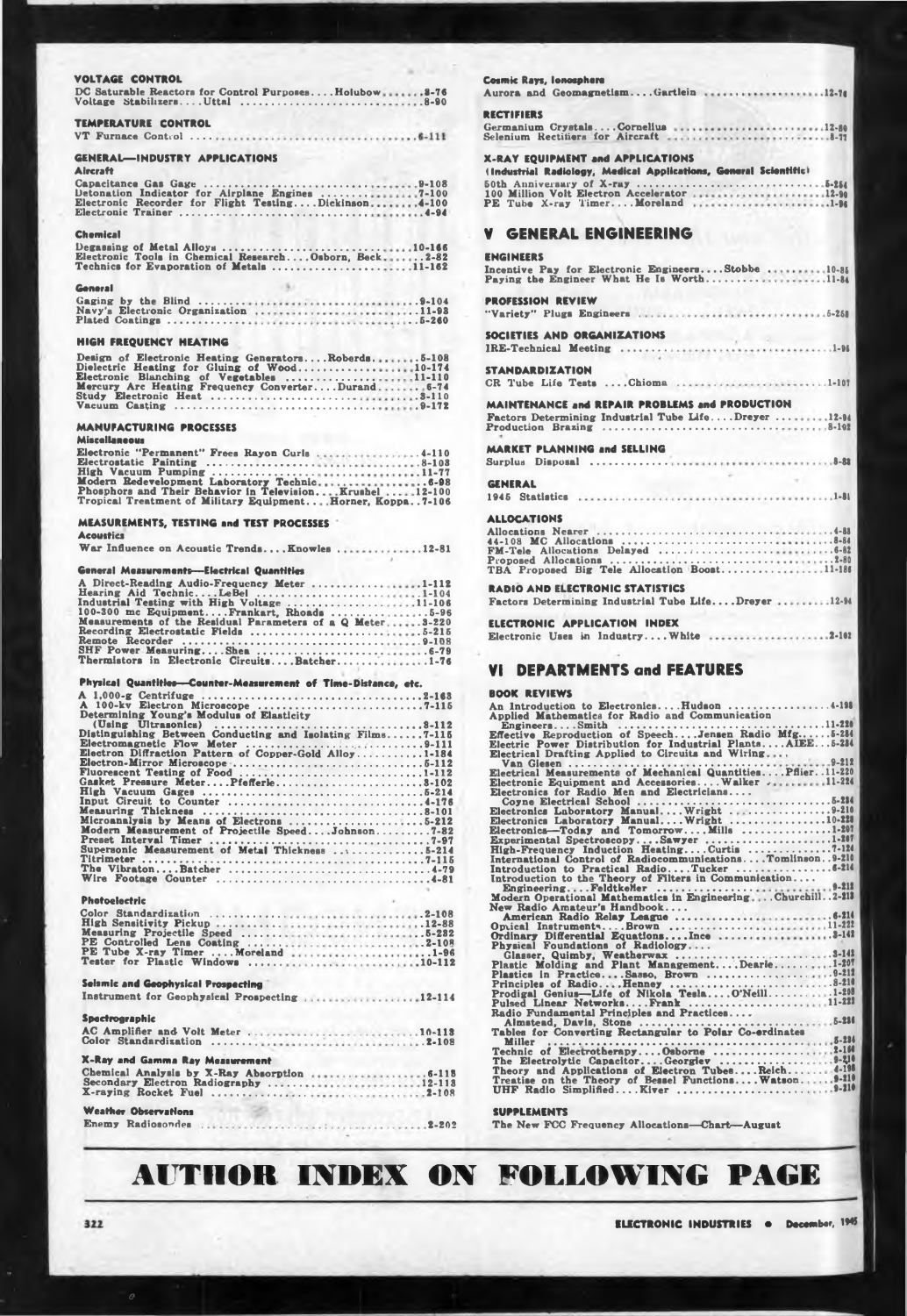### VOLTAGE CONTROL

DC Saturable Reactors for Control Purposes....Holubow........8-76
Voltage Stabilizers....Uttal ........................................8-90

### TEMPERATURE CONTROL

VT Furnace Control ........................................................6-111

### GENERAL—INDUSTRY APPLICATIONS

#### Aircraft

Capacitance Gas Gage ..........................................................9-108
Detonation Indicator for Airplane Engines .......................7-100
Electronic Recorder for Flight Testing....Dickinson.........4-100
Electronic Trainer ..........................................................4-94

#### Chemical

Degassing of Metal Alloys ........................................10-166
Electronic Tools in Chemical Research....Osborn, Beck.........2-82
Technics for Evaporation of Metals ...............................11-162

#### General

Gaging by the Blind ..........................................................9-104
Navy's Electronic Organization ....................................11-98
Plated Coatings ..............................................................5-260

### HIGH FREQUENCY HEATING

Design of Electronic Heating Generators....Roberds.........5-108
Dielectric Heating for Gluing of Wood..........................10-174
Electronic Blanching of Vegetables ...............................11-110
Mercury Arc Heating Frequency Converter....Durand.........6-74
Study Electronic Heat ......................................................3-110
Vacuum Casting ..............................................................9-172

### MANUFACTURING PROCESSES

#### Miscellaneous

Electronic "Permanent" Frees Rayon Curls .......................4-110
Electrostatic Painting ......................................................8-108
High Vacuum Pumping ....................................................11-77
Modern Redevelopment Laboratory Technic.......................6-98
Phosphors and Their Behavior in Television....Krushel .....12-100
Tropical Treatment of Military Equipment....Horner, Koppe..7-106

### MEASUREMENTS, TESTING and TEST PROCESSES

#### Acoustics

War Influence on Acoustic Trends....Knowles ..................12-81

#### General Measurements—Electrical Quantities

A Direct-Reading Audio-Frequency Meter .........................1-112
Hearing Aid Technic....LeBel ..........................................1-104
Industrial Testing with High Voltage .............................11-106
100-300 mc Equipment....Frankart, Rhoads ......................5-96
Measurements of the Residual Parameters of a Q Meter.......3-220
Recording Electrostatic Fields .........................................5-216
Remote Recorder .............................................................9-108
SHF Power Measuring....Shea ..........................................6-79
Thermistors in Electronic Circuits....Batcher......................1-76

#### Physical Quantities—Counter-Measurement of Time-Distance, etc.

A 1,000-g Centrifuge .......................................................2-163
A 100-kv Electron Microscope .........................................7-115
Determining Young's Modulus of Elasticity (Using Ultrasonics) ............8-112
Distinguishing Between Conducting and Isolating Films.......7-116
Electromagnetic Flow Meter .............................................9-111
Electron Diffraction Pattern of Copper-Gold Alloy...............1-184
Electron-Mirror Microscope .............................................5-112
Fluorescent Testing of Food ............................................1-112
Gasket Pressure Meter....Pfefferle....................................3-102
High Vacuum Gages .......................................................5-214
Input Circuit to Counter .................................................4-176
Measuring Thickness ......................................................8-101
Microanalysis by Means of Electrons ...............................5-212
Modern Measurement of Projectile Speed....Johnson.............7-82
Preset Interval Timer .......................................................7-97
Supersonic Measurement of Metal Thickness ......................5-214
Titrimeter .......................................................................7-115
The Vibratron....Batcher ....................................................4-79
Wire Footage Counter .......................................................4-81

#### Photoelectric

Color Standardization ......................................................2-108
High Sensitivity Pickup ....................................................12-88
Measuring Projectile Speed ...............................................5-232
PE Controlled Lens Coating ..............................................2-108
PE Tube X-ray Timer ....Moreland .........................................1-96
Tester for Plastic Windows ..............................................10-112

#### Seismic and Geophysical Prospecting

Instrument for Geophysical Prospecting ..........................12-114

#### Spectrographic

AC Amplifier and Volt Meter ..........................................10-118
Color Standardization ......................................................2-108

#### X-Ray and Gamma Ray Measurement

Chemical Analysis by X-Ray Absorption ...........................6-118
Secondary Electron Radiography .....................................12-118
X-raying Rocket Fuel .......................................................2-108

#### Weather Observations

Enemy Radiosondes ..........................................................2-202

#### Cosmic Rays, Ionosphere

Aurora and Geomagnetism....Gartlein ...............................12-78

### RECTIFIERS

Germanium Crystals....Cornelius .......................................12-80
Selenium Rectifiers for Aircraft .........................................5-77

### X-RAY EQUIPMENT and APPLICATIONS

#### (Industrial Radiology, Medical Applications, General Scientific)

50th Anniversary of X-ray ................................................5-254
100 Million Volt Electron Accelerator ...............................12-96
PE Tube X-ray Timer....Moreland .........................................1-96

## V GENERAL ENGINEERING

### ENGINEERS

Incentive Pay for Electronic Engineers....Stobbe ...............10-85
Paying the Engineer What He Is Worth...............................11-84

### PROFESSION REVIEW

"Variety" Plugs Engineers .................................................5-258

### SOCIETIES AND ORGANIZATIONS

IRE-Technical Meeting .......................................................1-96

### STANDARDIZATION

CR Tube Life Tests ....Chioma ............................................1-107

### MAINTENANCE and REPAIR PROBLEMS and PRODUCTION

Factors Determining Industrial Tube Life....Dreyer ............12-94
Production Brazing ............................................................8-102

### MARKET PLANNING and SELLING

Surplus Disposal ................................................................8-88

### GENERAL

1945 Statistics ....................................................................1-81

### ALLOCATIONS

Allocations Nearer ...............................................................4-88
44-108 MC Allocations .........................................................8-84
FM-Tele Allocations Delayed ................................................6-82
Proposed Allocations ............................................................2-80
TBA Proposed Big Tele Allocation Boost..............................11-186

### RADIO AND ELECTRONIC STATISTICS

Factors Determining Industrial Tube Life....Dreyer ............12-94

### ELECTRONIC APPLICATION INDEX

Electronic Uses in Industry....White ...................................2-102

## VI DEPARTMENTS and FEATURES

### BOOK REVIEWS

An Introduction to Electronics....Hudson ............................4-198
Applied Mathematics for Radio and Communication Engineers....Smith ............11-226
Effective Reproduction of Speech....Jensen Radio Mfg.......5-284
Electric Power Distribution for Industrial Plants....AIEE....5-284
Electrical Drafting Applied to Circuits and Wiring.... Van Giesen ............9-212
Electrical Measurements of Mechanical Quantities....Pfier..11-220
Electronic Equipment and Accessories....Walker ..............11-224
Electronics for Radio Men and Electricians.... Coyne Electrical School ............5-284
Electronics Laboratory Manual....Wright ..........................9-210
Electronics Laboratory Manual....Wright ..........................10-228
Electronics—Today and Tomorrow....Mills .........................1-207
Experimental Spectroscopy....Sawyer ................................1-207
High-Frequency Induction Heating....Curtis ......................7-124
International Control of Radiocommunications....Tomlinson..9-210
Introduction to Practical Radio....Tucker ...........................6-214
Introduction to the Theory of Filters in Communication Engineering....Feldtkeller ............9-212
Modern Operational Mathematics in Engineering....Churchill..2-212
New Radio Amateur's Handbook.... American Radio Relay League ............6-214
Optical Instruments....Brown ...........................................11-222
Ordinary Differential Equations....Ince .............................3-142
Physical Foundations of Radiology.... Glasser, Quimby, Weatherwax ............3-142
Plastic Molding and Plant Management....Dearle...............1-207
Plastics in Practice....Sasso, Brown ..................................9-212
Principles of Radio....Henney ..........................................8-210
Prodigal Genius—Life of Nikola Tesla....O'Neill..................4-208
Pulsed Linear Networks....Frank .......................................11-222
Radio Fundamental Principles and Practices.... Almstead, Davis, Stone ............5-284
Tables for Converting Rectangular to Polar Co-ordinates Miller ............5-284
Technic of Electrotherapy....Osborne .................................2-160
The Electrolytic Capacitor....Georgiev ...............................9-210
Theory and Applications of Electron Tubes....Reich.............4-198
Treatise on the Theory of Bessel Functions....Watson.........9-210
UHF Radio Simplified....Kiver ...........................................9-210

### SUPPLEMENTS

The New FCC Frequency Allocations—Chart—August

# AUTHOR INDEX ON FOLLOWING PAGE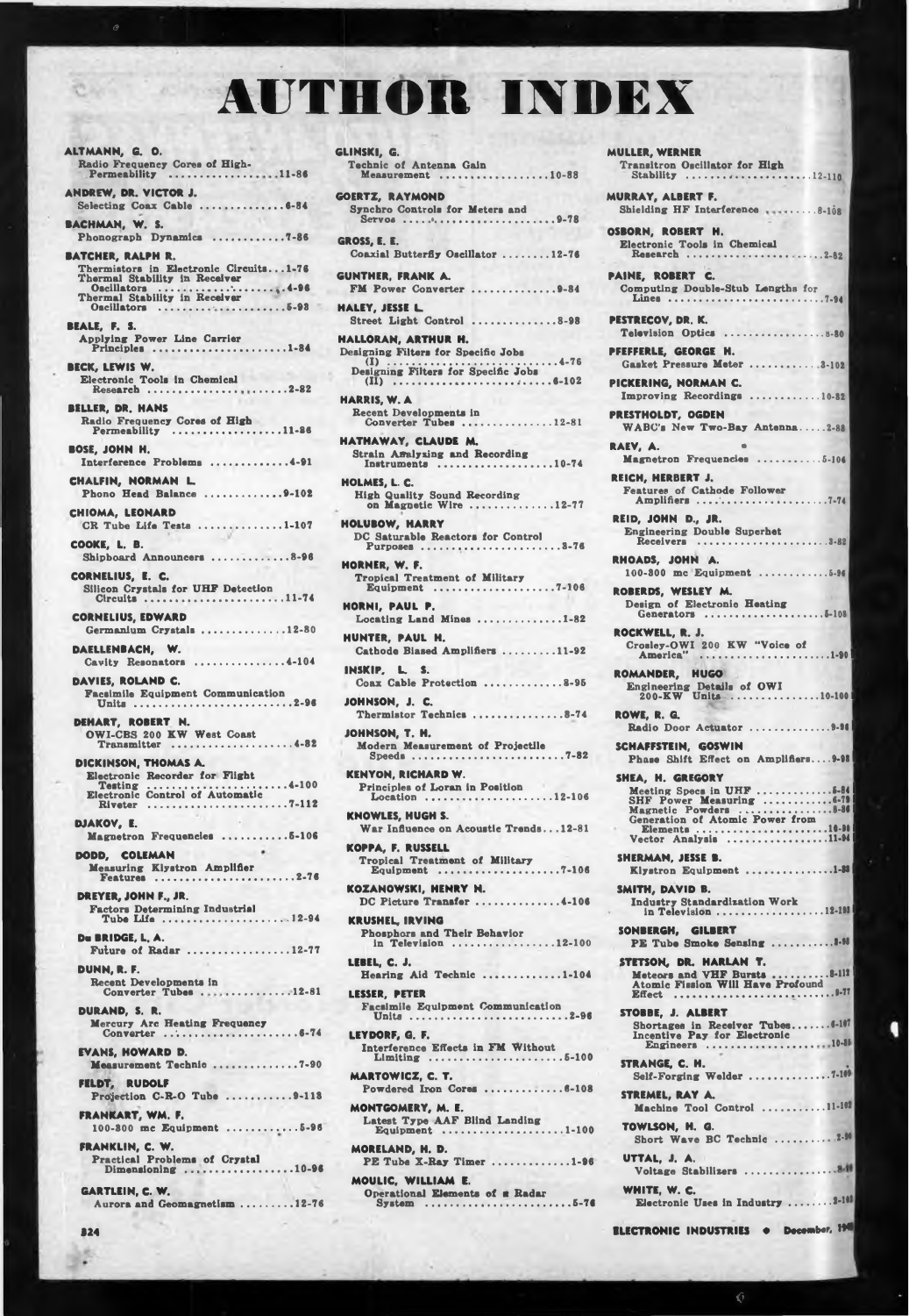# AUTHOR INDEX

**ALTMANN, G. O.**
Radio Frequency Cores of High-Permeability ....11-86

**ANDREW, DR. VICTOR J.**
Selecting Coax Cable ....6-84

**BACHMAN, W. S.**
Phonograph Dynamics ....7-86

**BATCHER, RALPH R.**
Thermistors in Electronic Circuits...1-76
Thermal Stability in Receiver Oscillators ....4-96
Thermal Stability in Receiver Oscillators ....5-98

**BEALE, F. S.**
Applying Power Line Carrier Principles ....1-84

**BECK, LEWIS W.**
Electronic Tools in Chemical Research ....2-82

**BELLER, DR. HANS**
Radio Frequency Cores of High Permeability ....11-86

**BOSE, JOHN H.**
Interference Problems ....4-91

**CHALFIN, NORMAN L.**
Phono Head Balance ....9-102

**CHIOMA, LEONARD**
CR Tube Life Tests ....1-107

**COOKE, L. B.**
Shipboard Announcers ....8-96

**CORNELIUS, E. C.**
Silicon Crystals for UHF Detection Circuits ....11-74

**CORNELIUS, EDWARD**
Germanium Crystals ....12-80

**DAELLENBACH, W.**
Cavity Resonators ....4-104

**DAVIES, ROLAND C.**
Facsimile Equipment Communication Units ....2-96

**DEHART, ROBERT N.**
OWI-CBS 200 KW West Coast Transmitter ....4-82

**DICKINSON, THOMAS A.**
Electronic Recorder for Flight Testing ....4-100
Electronic Control of Automatic Riveter ....7-112

**DJAKOV, E.**
Magnetron Frequencies ....5-106

**DODD, COLEMAN**
Measuring Klystron Amplifier Features ....2-76

**DREYER, JOHN F., JR.**
Factors Determining Industrial Tube Life ....12-94

**Du BRIDGE, L. A.**
Future of Radar ....12-77

**DUNN, R. F.**
Recent Developments in Converter Tubes ....12-81

**DURAND, S. R.**
Mercury Arc Heating Frequency Converter ....6-74

**EVANS, HOWARD D.**
Measurement Technic ....7-90

**FELDT, RUDOLF**
Projection C-R-O Tube ....9-118

**FRANKART, WM. F.**
100-300 mc Equipment ....5-96

**FRANKLIN, C. W.**
Practical Problems of Crystal Dimensioning ....10-96

**GARTLEIN, C. W.**
Aurora and Geomagnetism ....12-76

**GLINSKI, G.**
Technic of Antenna Gain Measurement ....10-88

**GOERTZ, RAYMOND**
Synchro Controls for Meters and Servos ....9-78

**GROSS, E. E.**
Coaxial Butterfly Oscillator ....12-76

**GUNTHER, FRANK A.**
FM Power Converter ....9-84

**HALEY, JESSE L.**
Street Light Control ....8-98

**HALLORAN, ARTHUR H.**
Designing Filters for Specific Jobs (I) ....4-76
Designing Filters for Specific Jobs (II) ....6-102

**HARRIS, W. A.**
Recent Developments in Converter Tubes ....12-81

**HATHAWAY, CLAUDE M.**
Strain Analyzing and Recording Instruments ....10-74

**HOLMES, L. C.**
High Quality Sound Recording on Magnetic Wire ....12-77

**HOLUBOW, HARRY**
DC Saturable Reactors for Control Purposes ....3-76

**HORNER, W. F.**
Tropical Treatment of Military Equipment ....7-106

**HORNI, PAUL P.**
Locating Land Mines ....1-82

**HUNTER, PAUL H.**
Cathode Biased Amplifiers ....11-92

**INSKIP, L. S.**
Coax Cable Protection ....8-95

**JOHNSON, J. C.**
Thermistor Technics ....8-74

**JOHNSON, T. H.**
Modern Measurement of Projectile Speeds ....7-82

**KENYON, RICHARD W.**
Principles of Loran in Position Location ....12-106

**KNOWLES, HUGH S.**
War Influence on Acoustic Trends...12-81

**KOPPA, F. RUSSELL**
Tropical Treatment of Military Equipment ....7-106

**KOZANOWSKI, HENRY N.**
DC Picture Transfer ....4-106

**KRUSHEL, IRVING**
Phosphors and Their Behavior in Television ....12-100

**LEBEL, C. J.**
Hearing Aid Technic ....1-104

**LESSER, PETER**
Facsimile Equipment Communication Units ....2-96

**LEYDORF, G. F.**
Interference Effects in FM Without Limiting ....5-100

**MARTOWICZ, C. T.**
Powdered Iron Cores ....6-108

**MONTGOMERY, M. E.**
Latest Type AAF Blind Landing Equipment ....1-100

**MORELAND, H. D.**
PE Tube X-Ray Timer ....1-96

**MOULIC, WILLIAM E.**
Operational Elements of a Radar System ....5-76

**MULLER, WERNER**
Transitron Oscillator for High Stability ....12-110

**MURRAY, ALBERT F.**
Shielding HF Interference ....8-108

**OSBORN, ROBERT H.**
Electronic Tools in Chemical Research ....2-82

**PAINE, ROBERT C.**
Computing Double-Stub Lengths for Lines ....7-94

**PESTRECOV, DR. K.**
Television Optics ....8-80

**PFEFFERLE, GEORGE H.**
Gasket Pressure Meter ....3-102

**PICKERING, NORMAN C.**
Improving Recordings ....10-82

**PRESTHOLDT, OGDEN**
WABC's New Two-Bay Antenna....2-88

**RAEV, A.**
Magnetron Frequencies ....5-106

**REICH, HERBERT J.**
Features of Cathode Follower Amplifiers ....7-74

**REID, JOHN D., JR.**
Engineering Double Superhet Receivers ....3-82

**RHOADS, JOHN A.**
100-300 mc Equipment ....5-96

**ROBERDS, WESLEY M.**
Design of Electronic Heating Generators ....5-108

**ROCKWELL, R. J.**
Crosley-OWI 200 KW "Voice of America" ....1-90

**ROMANDER, HUGO**
Engineering Details of OWI 200-KW Units ....10-100

**ROWE, R. G.**
Radio Door Actuator ....9-98

**SCHAFFSTEIN, GOSWIN**
Phase Shift Effect on Amplifiers....9-98

**SHEA, H. GREGORY**
Meeting Specs in UHF ....6-84
SHF Power Measuring ....6-79
Magnetic Powders ....5-86
Generation of Atomic Power from Elements ....10-90
Vector Analysis ....11-94

**SHERMAN, JESSE B.**
Klystron Equipment ....1-88

**SMITH, DAVID B.**
Industry Standardization Work in Television ....12-102

**SONBERGH, GILBERT**
PE Tube Smoke Sensing ....8-98

**STETSON, DR. HARLAN T.**
Meteors and VHF Bursts ....8-112
Atomic Fission Will Have Profound Effect ....9-77

**STOBBE, J. ALBERT**
Shortages in Receiver Tubes....6-107
Incentive Pay for Electronic Engineers ....10-88

**STRANGE, C. H.**
Self-Forging Welder ....7-109

**STREMEL, RAY A.**
Machine Tool Control ....11-102

**TOWLSON, H. G.**
Short Wave BC Technic ....2-90

**UTTAL, J. A.**
Voltage Stabilizers ....8-88

**WHITE, W. C.**
Electronic Uses in Industry ....8-102